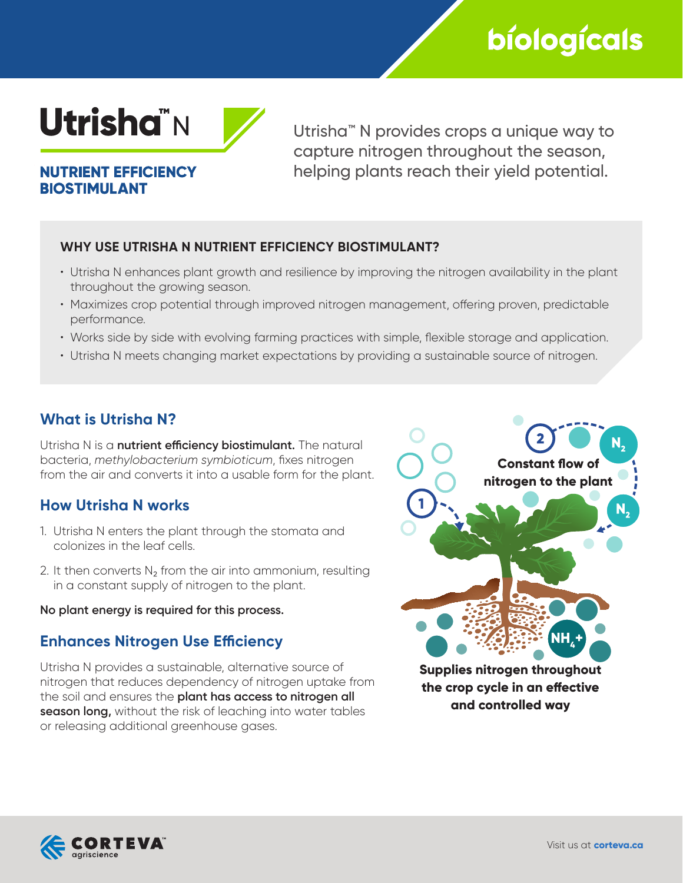biologicals

# Utrisha™ N

## NUTRIENT EFFICIENCY BIOSTIMULANT

Utrisha™ N provides crops a unique way to capture nitrogen throughout the season, helping plants reach their yield potential.

### WHY USE UTRISHA N NUTRIENT EFFICIENCY BIOSTIMULANT?

- Utrisha N enhances plant growth and resilience by improving the nitrogen availability in the plant throughout the growing season.
- Maximizes crop potential through improved nitrogen management, offering proven, predictable performance.
- Works side by side with evolving farming practices with simple, flexible storage and application.
- Utrisha N meets changing market expectations by providing a sustainable source of nitrogen.

## What is Utrisha N?

Utrisha N is a **nutrient efficiency biostimulant.** The natural bacteria, *methylobacterium symbioticum*, fixes nitrogen from the air and converts it into a usable form for the plant.

## How Utrisha N works

1. Utrisha N enters the plant through the stomata and colonizes in the leaf cells.
2. It then converts $N_2$ from the air into ammonium, resulting in a constant supply of nitrogen to the plant.

**No plant energy is required for this process.**

## Enhances Nitrogen Use Efficiency

Utrisha N provides a sustainable, alternative source of nitrogen that reduces dependency of nitrogen uptake from the soil and ensures the **plant has access to nitrogen all season long,** without the risk of leaching into water tables or releasing additional greenhouse gases.

1

2 Constant flow of nitrogen to the plant

$N_2$

$N_2$

$NH_4+$

**Supplies nitrogen throughout the crop cycle in an effective and controlled way**

CORTEVA™ agriscience

Visit us at **corteva.ca**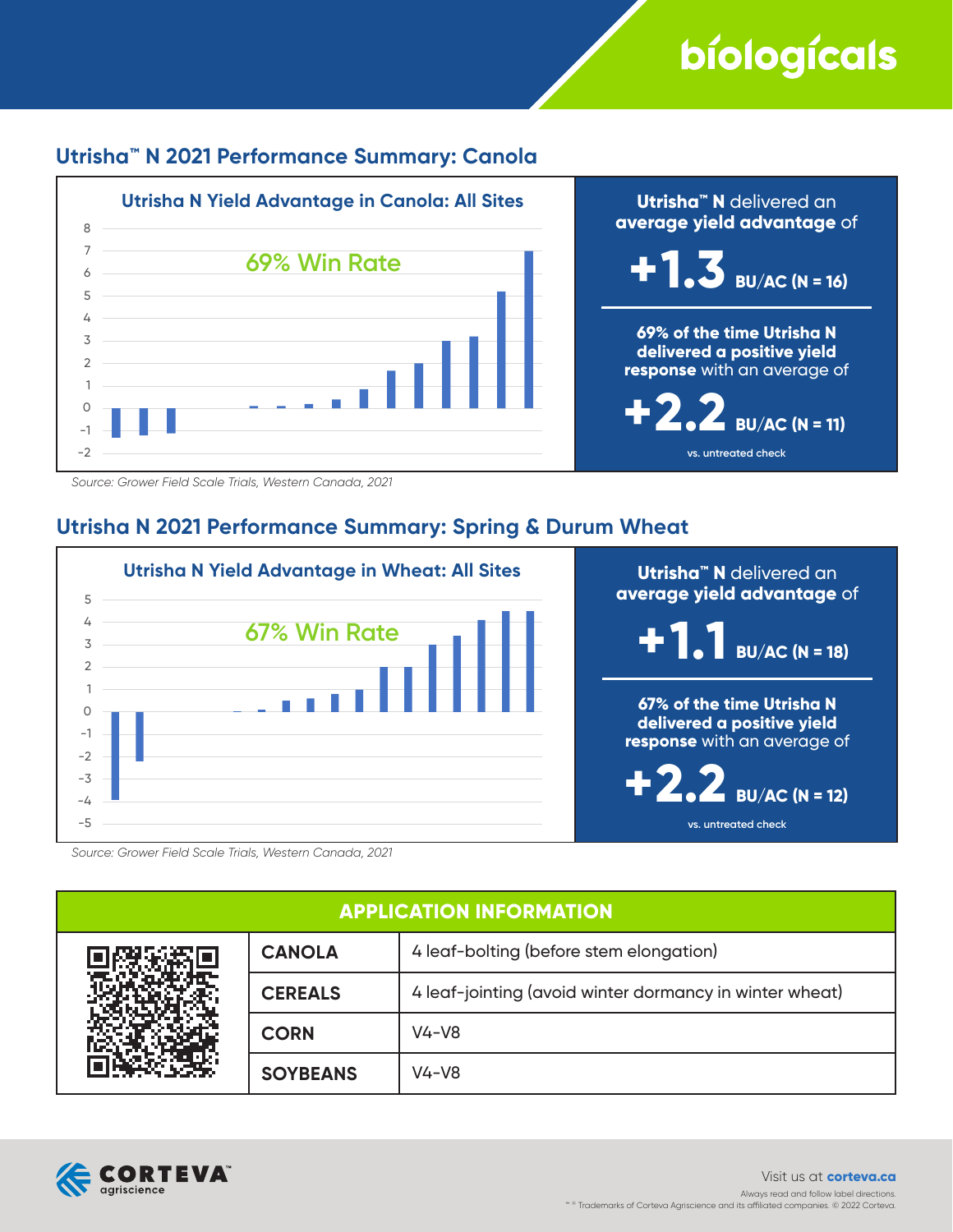biologicals

## Utrisha™ N 2021 Performance Summary: Canola

Utrisha N Yield Advantage in Canola: All Sites

8
7
6
5
4
3
2
1
0
-1
-2

69% Win Rate

**Utrisha™ N** delivered an **average yield advantage** of

**+1.3** BU/AC (N = 16)

**69% of the time Utrisha N delivered a positive yield response** with an average of

**+2.2** BU/AC (N = 11)

vs. untreated check

*Source: Grower Field Scale Trials, Western Canada, 2021*

## Utrisha N 2021 Performance Summary: Spring & Durum Wheat

Utrisha N Yield Advantage in Wheat: All Sites

5
4
3
2
1
0
-1
-2
-3
-4
-5

67% Win Rate

**Utrisha™ N** delivered an **average yield advantage** of

**+1.1** BU/AC (N = 18)

**67% of the time Utrisha N delivered a positive yield response** with an average of

**+2.2** BU/AC (N = 12)

vs. untreated check

*Source: Grower Field Scale Trials, Western Canada, 2021*

| APPLICATION INFORMATION | |
|---|---|
| **CANOLA** | 4 leaf-bolting (before stem elongation) |
| **CEREALS** | 4 leaf-jointing (avoid winter dormancy in winter wheat) |
| **CORN** | V4-V8 |
| **SOYBEANS** | V4-V8 |

CORTEVA™ agriscience

Visit us at **corteva.ca**

Always read and follow label directions.
™ ® Trademarks of Corteva Agriscience and its affiliated companies. © 2022 Corteva.